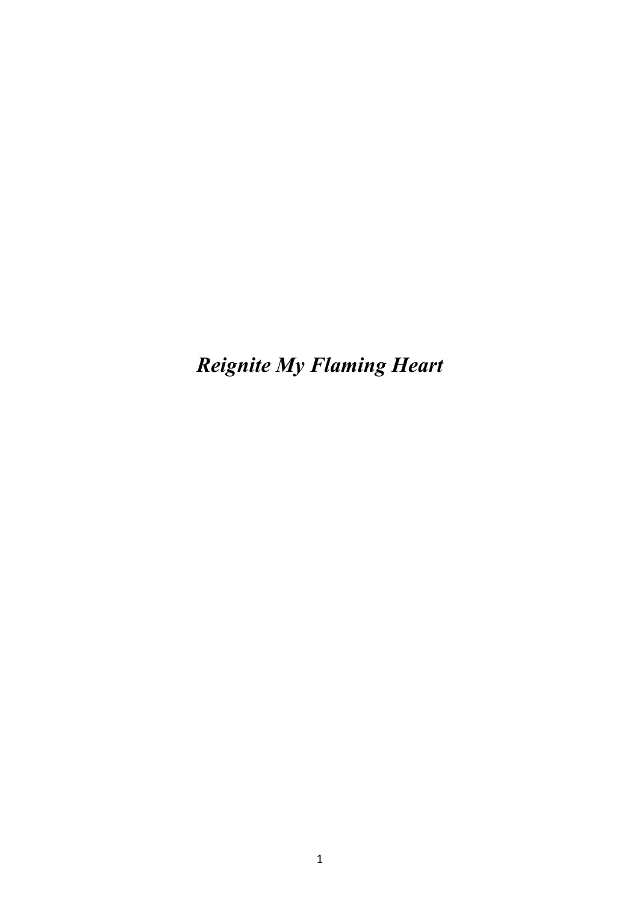***Reignite My Flaming Heart***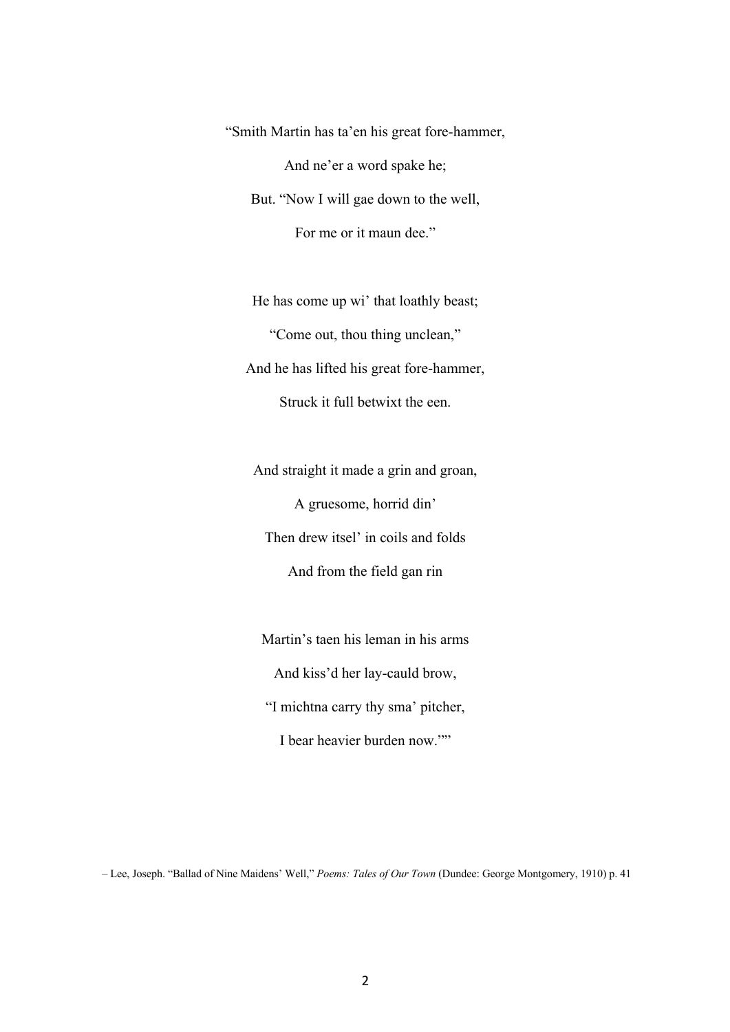"Smith Martin has ta'en his great fore-hammer,

And ne'er a word spake he;

But. "Now I will gae down to the well,

For me or it maun dee."

He has come up wi' that loathly beast;

"Come out, thou thing unclean,"

And he has lifted his great fore-hammer,

Struck it full betwixt the een.

And straight it made a grin and groan,

A gruesome, horrid din'

Then drew itsel' in coils and folds

And from the field gan rin

Martin's taen his leman in his arms

And kiss'd her lay-cauld brow,

"I michtna carry thy sma' pitcher,

I bear heavier burden now.""

– Lee, Joseph. "Ballad of Nine Maidens' Well," *Poems: Tales of Our Town* (Dundee: George Montgomery, 1910) p. 41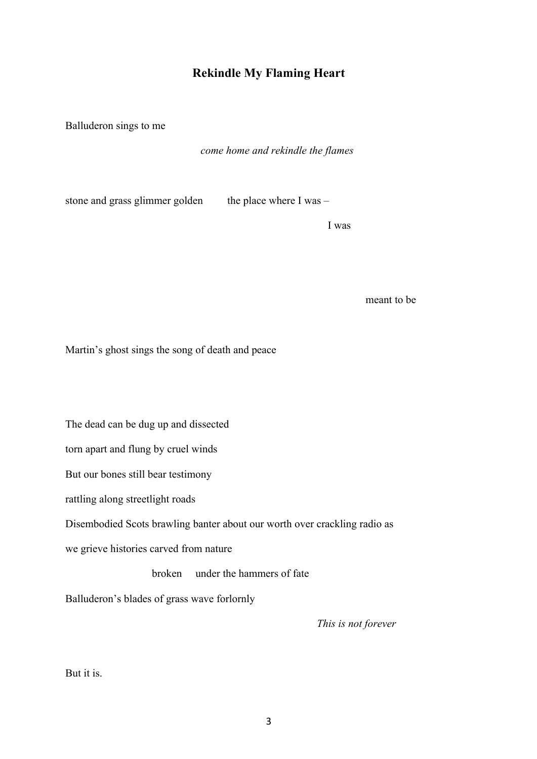# Rekindle My Flaming Heart

Balluderon sings to me

*come home and rekindle the flames*

stone and grass glimmer golden the place where I was –

I was

meant to be

Martin's ghost sings the song of death and peace

The dead can be dug up and dissected

torn apart and flung by cruel winds

But our bones still bear testimony

rattling along streetlight roads

Disembodied Scots brawling banter about our worth over crackling radio as

we grieve histories carved from nature

broken under the hammers of fate

Balluderon's blades of grass wave forlornly

*This is not forever*

But it is.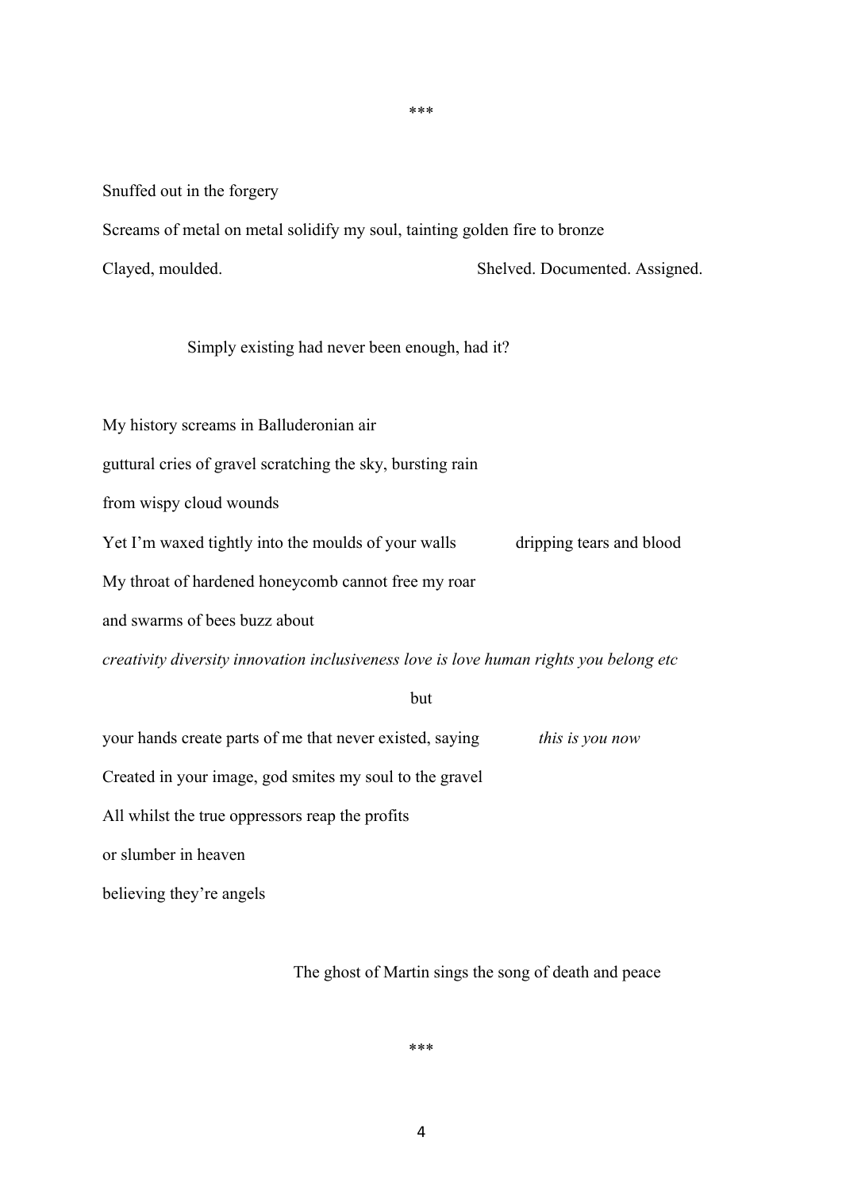\*\*\*

Snuffed out in the forgery

Screams of metal on metal solidify my soul, tainting golden fire to bronze

Clayed, moulded.                                        Shelved. Documented. Assigned.

Simply existing had never been enough, had it?

My history screams in Balluderonian air

guttural cries of gravel scratching the sky, bursting rain

from wispy cloud wounds

Yet I'm waxed tightly into the moulds of your walls            dripping tears and blood

My throat of hardened honeycomb cannot free my roar

and swarms of bees buzz about

*creativity diversity innovation inclusiveness love is love human rights you belong etc*

but

your hands create parts of me that never existed, saying            *this is you now*

Created in your image, god smites my soul to the gravel

All whilst the true oppressors reap the profits

or slumber in heaven

believing they're angels

The ghost of Martin sings the song of death and peace

\*\*\*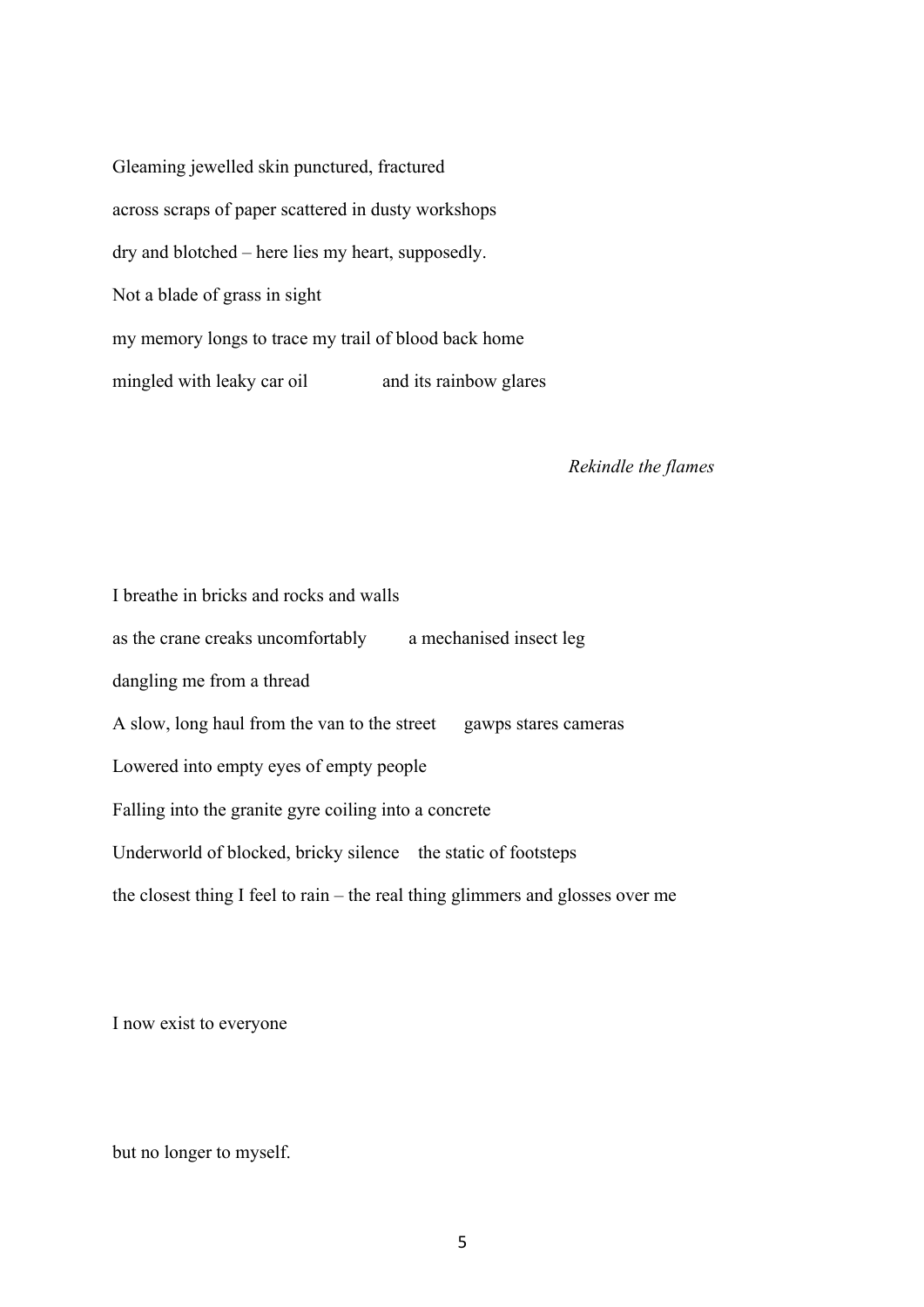Gleaming jewelled skin punctured, fractured

across scraps of paper scattered in dusty workshops

dry and blotched – here lies my heart, supposedly.

Not a blade of grass in sight

my memory longs to trace my trail of blood back home

mingled with leaky car oil        and its rainbow glares

*Rekindle the flames*

I breathe in bricks and rocks and walls

as the crane creaks uncomfortably      a mechanised insect leg

dangling me from a thread

A slow, long haul from the van to the street    gawps stares cameras

Lowered into empty eyes of empty people

Falling into the granite gyre coiling into a concrete

Underworld of blocked, bricky silence   the static of footsteps

the closest thing I feel to rain – the real thing glimmers and glosses over me

I now exist to everyone

but no longer to myself.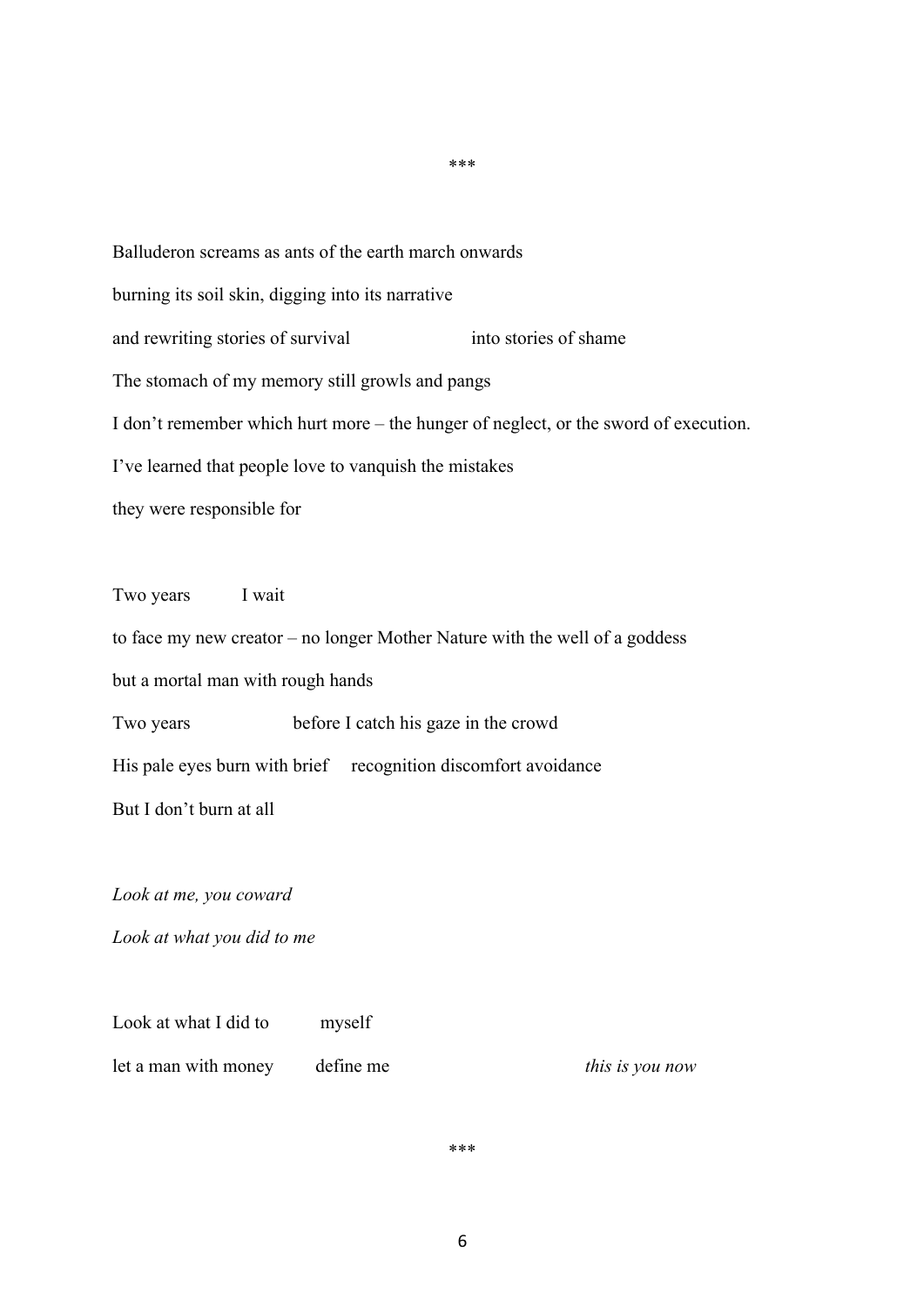***

Balluderon screams as ants of the earth march onwards

burning its soil skin, digging into its narrative

and rewriting stories of survival                    into stories of shame

The stomach of my memory still growls and pangs

I don't remember which hurt more – the hunger of neglect, or the sword of execution.

I've learned that people love to vanquish the mistakes

they were responsible for

Two years          I wait

to face my new creator – no longer Mother Nature with the well of a goddess

but a mortal man with rough hands

Two years                    before I catch his gaze in the crowd

His pale eyes burn with brief     recognition discomfort avoidance

But I don't burn at all

*Look at me, you coward*

*Look at what you did to me*

Look at what I did to          myself

let a man with money          define me                              *this is you now*

***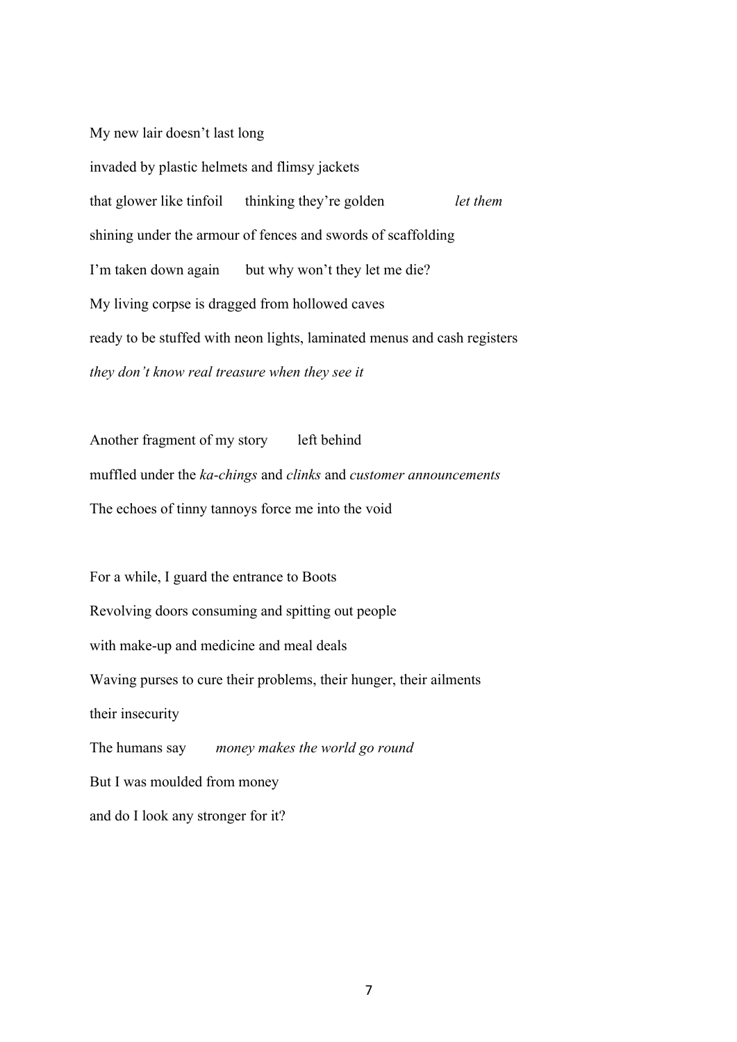My new lair doesn't last long

invaded by plastic helmets and flimsy jackets

that glower like tinfoil     thinking they're golden          *let them*

shining under the armour of fences and swords of scaffolding

I'm taken down again     but why won't they let me die?

My living corpse is dragged from hollowed caves

ready to be stuffed with neon lights, laminated menus and cash registers

*they don't know real treasure when they see it*

Another fragment of my story     left behind

muffled under the *ka-chings* and *clinks* and *customer announcements*

The echoes of tinny tannoys force me into the void

For a while, I guard the entrance to Boots

Revolving doors consuming and spitting out people

with make-up and medicine and meal deals

Waving purses to cure their problems, their hunger, their ailments

their insecurity

The humans say     *money makes the world go round*

But I was moulded from money

and do I look any stronger for it?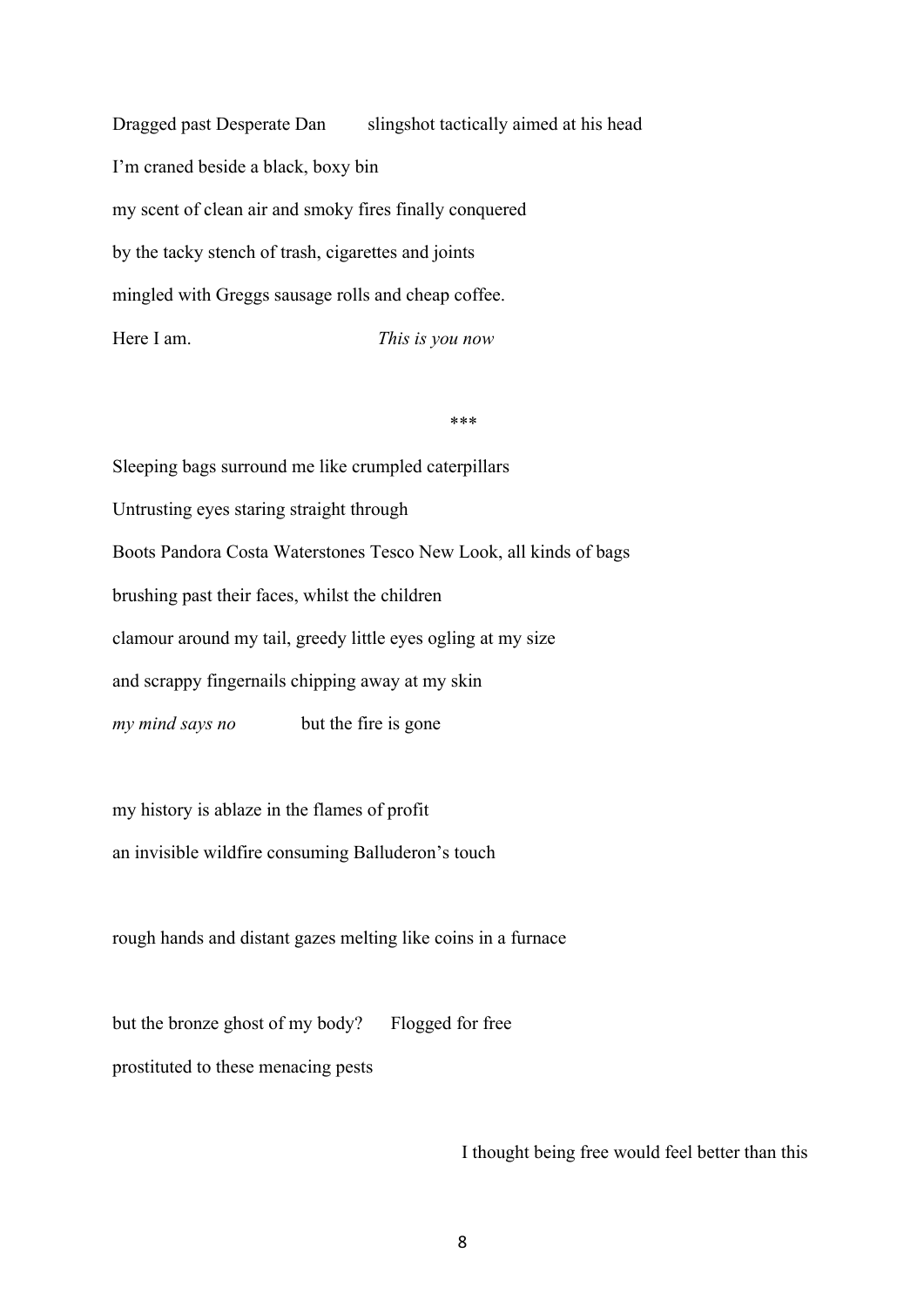Dragged past Desperate Dan        slingshot tactically aimed at his head

I'm craned beside a black, boxy bin

my scent of clean air and smoky fires finally conquered

by the tacky stench of trash, cigarettes and joints

mingled with Greggs sausage rolls and cheap coffee.

Here I am.                              *This is you now*

***

Sleeping bags surround me like crumpled caterpillars

Untrusting eyes staring straight through

Boots Pandora Costa Waterstones Tesco New Look, all kinds of bags

brushing past their faces, whilst the children

clamour around my tail, greedy little eyes ogling at my size

and scrappy fingernails chipping away at my skin

*my mind says no*            but the fire is gone

my history is ablaze in the flames of profit

an invisible wildfire consuming Balluderon's touch

rough hands and distant gazes melting like coins in a furnace

but the bronze ghost of my body?      Flogged for free

prostituted to these menacing pests

I thought being free would feel better than this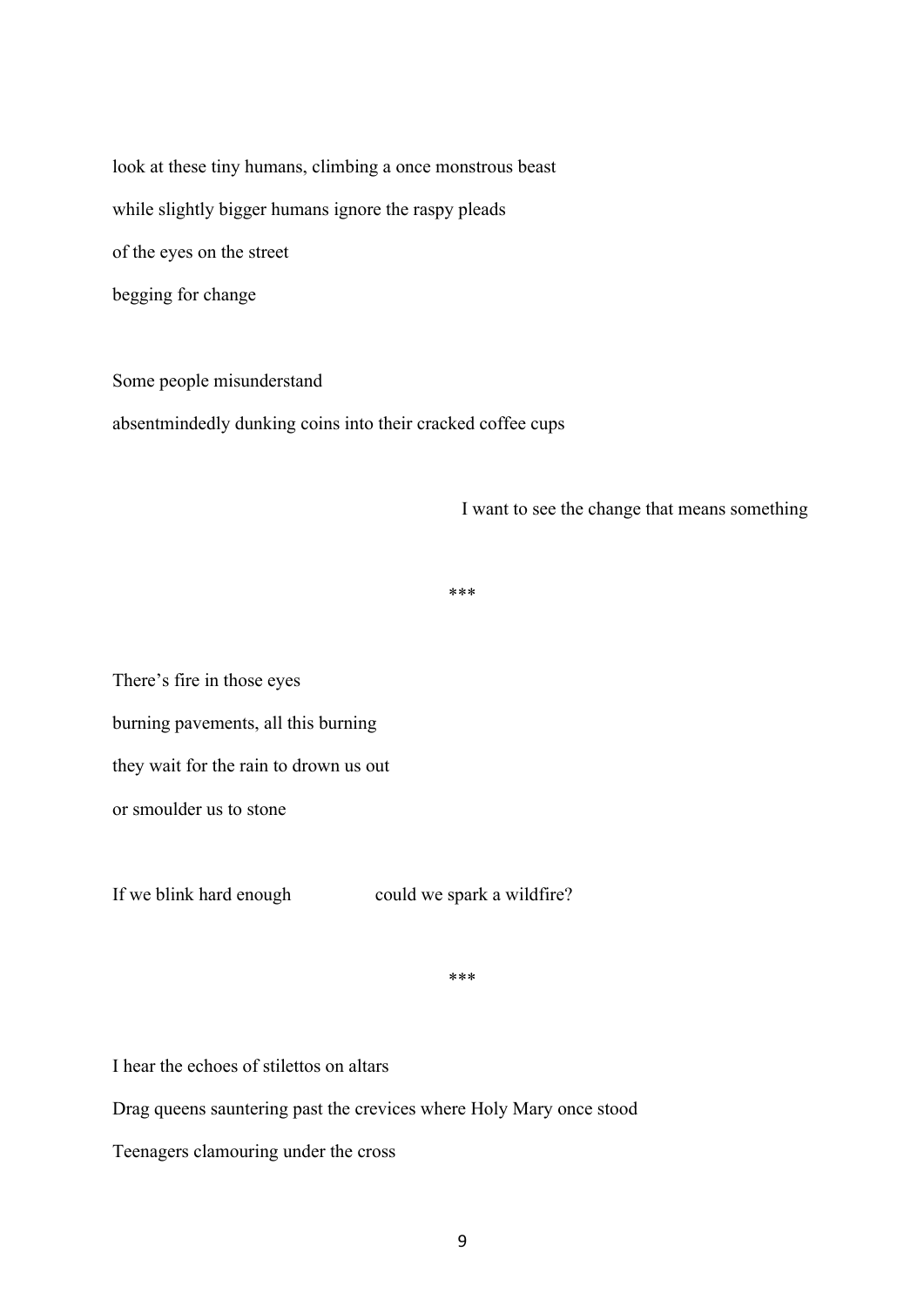look at these tiny humans, climbing a once monstrous beast

while slightly bigger humans ignore the raspy pleads

of the eyes on the street

begging for change

Some people misunderstand

absentmindedly dunking coins into their cracked coffee cups

I want to see the change that means something

***

There's fire in those eyes

burning pavements, all this burning

they wait for the rain to drown us out

or smoulder us to stone

If we blink hard enough could we spark a wildfire?

***

I hear the echoes of stilettos on altars

Drag queens sauntering past the crevices where Holy Mary once stood

Teenagers clamouring under the cross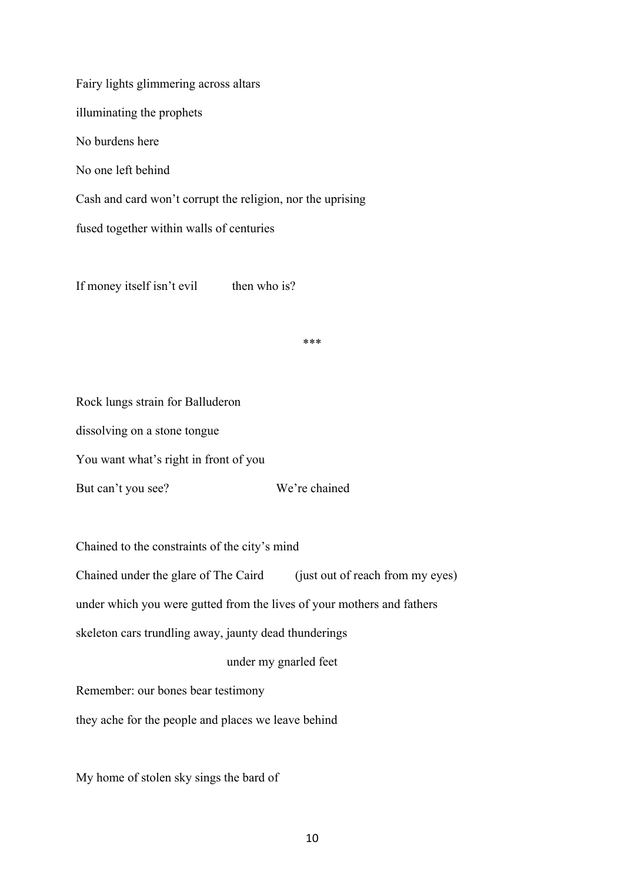Fairy lights glimmering across altars

illuminating the prophets

No burdens here

No one left behind

Cash and card won't corrupt the religion, nor the uprising

fused together within walls of centuries

If money itself isn't evil           then who is?

***

Rock lungs strain for Balluderon

dissolving on a stone tongue

You want what's right in front of you

But can't you see?                           We're chained

Chained to the constraints of the city's mind

Chained under the glare of The Caird          (just out of reach from my eyes)

under which you were gutted from the lives of your mothers and fathers

skeleton cars trundling away, jaunty dead thunderings

                                        under my gnarled feet

Remember: our bones bear testimony

they ache for the people and places we leave behind

My home of stolen sky sings the bard of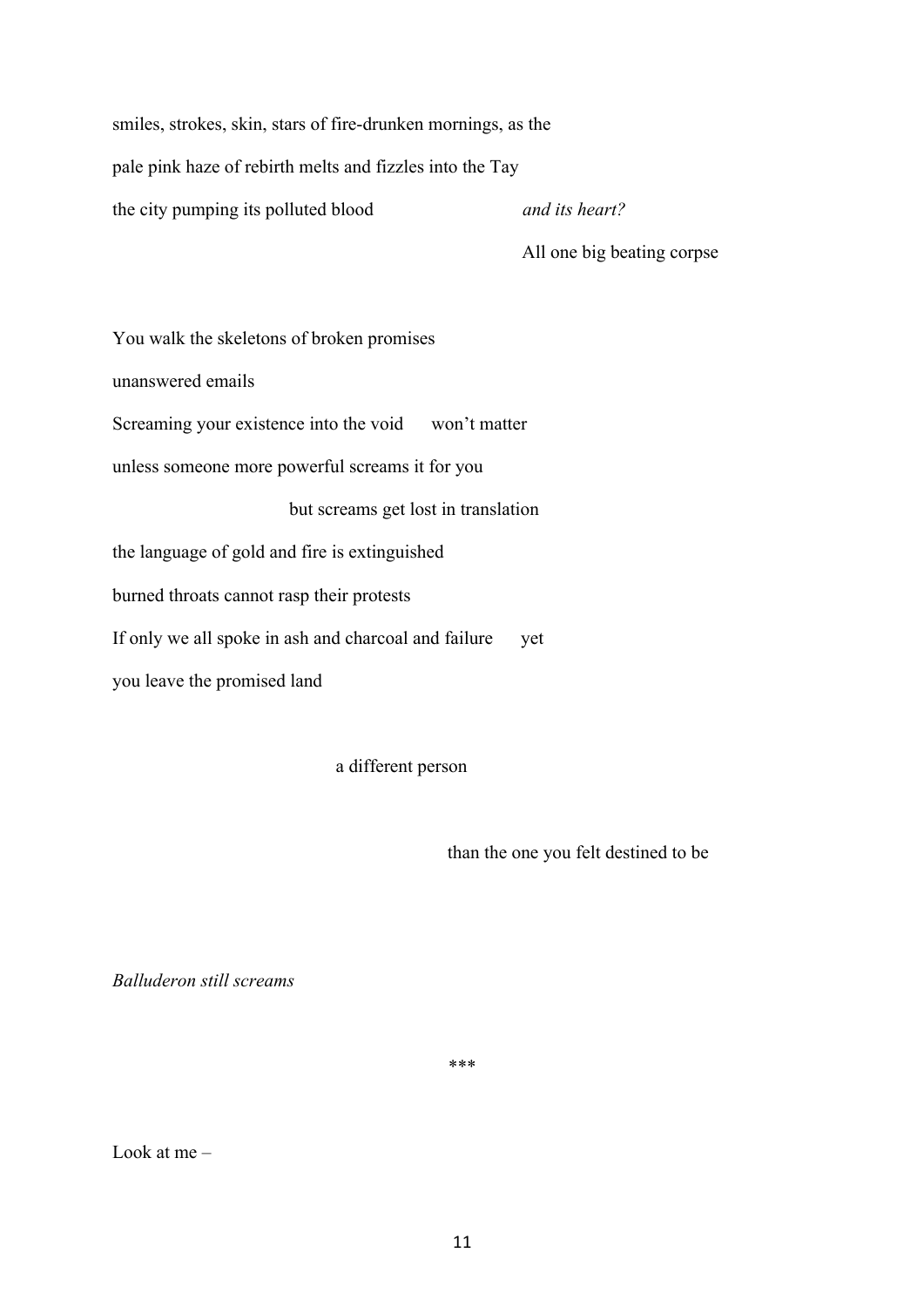smiles, strokes, skin, stars of fire-drunken mornings, as the

pale pink haze of rebirth melts and fizzles into the Tay

the city pumping its polluted blood *and its heart?*

All one big beating corpse

You walk the skeletons of broken promises

unanswered emails

Screaming your existence into the void won't matter

unless someone more powerful screams it for you

but screams get lost in translation

the language of gold and fire is extinguished

burned throats cannot rasp their protests

If only we all spoke in ash and charcoal and failure yet

you leave the promised land

a different person

than the one you felt destined to be

*Balluderon still screams*

***

Look at me –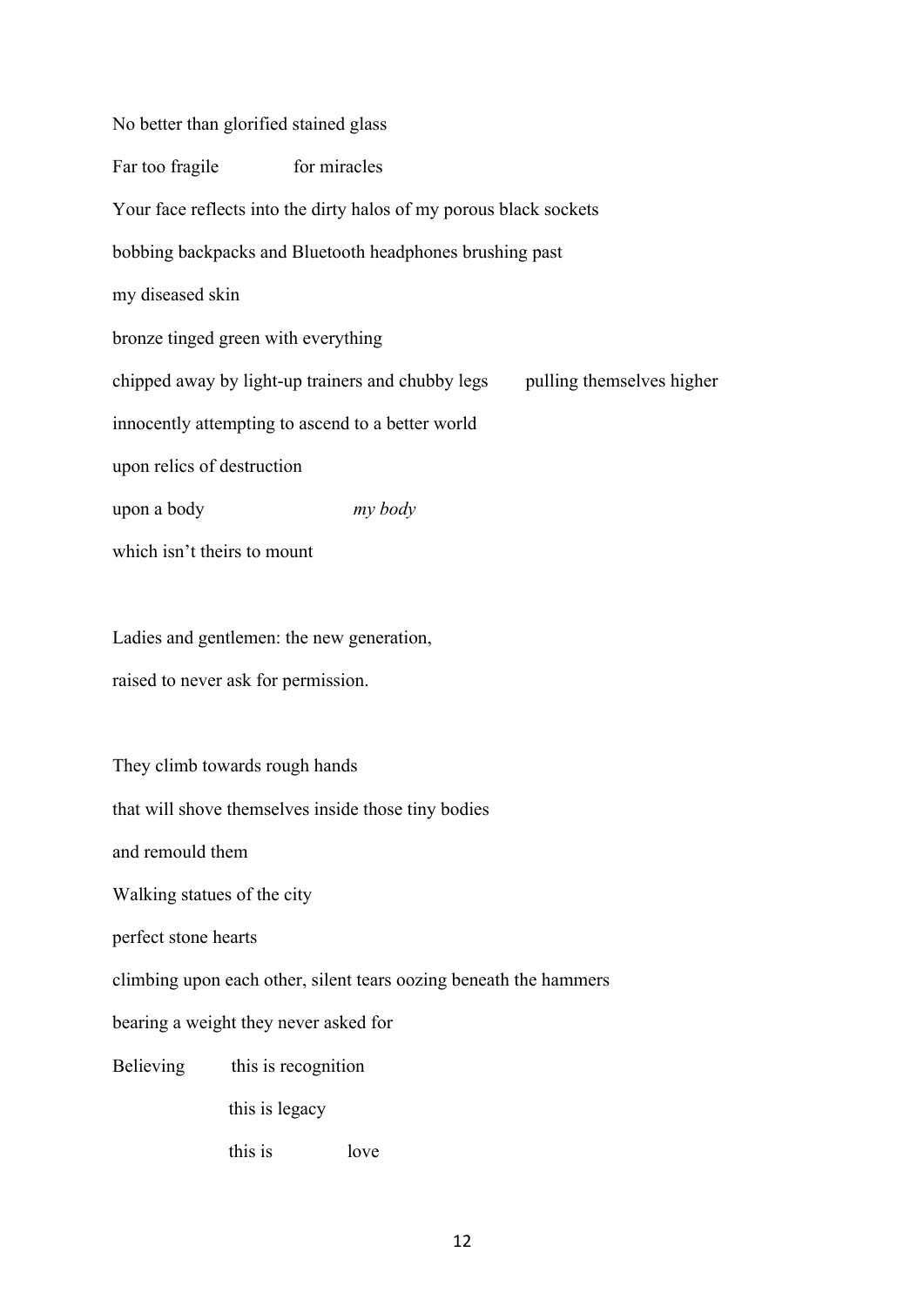No better than glorified stained glass

Far too fragile        for miracles

Your face reflects into the dirty halos of my porous black sockets

bobbing backpacks and Bluetooth headphones brushing past

my diseased skin

bronze tinged green with everything

chipped away by light-up trainers and chubby legs      pulling themselves higher

innocently attempting to ascend to a better world

upon relics of destruction

upon a body            *my body*

which isn't theirs to mount

Ladies and gentlemen: the new generation,

raised to never ask for permission.

They climb towards rough hands

that will shove themselves inside those tiny bodies

and remould them

Walking statues of the city

perfect stone hearts

climbing upon each other, silent tears oozing beneath the hammers

bearing a weight they never asked for

Believing     this is recognition

              this is legacy

              this is       love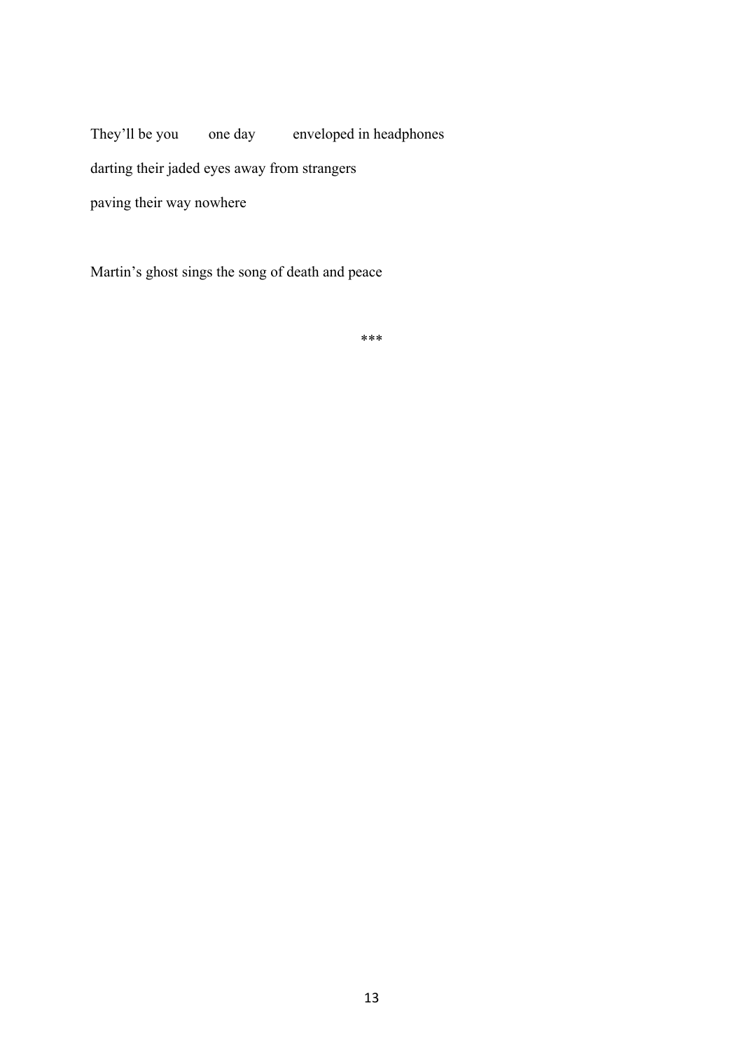They'll be you one day enveloped in headphones

darting their jaded eyes away from strangers

paving their way nowhere

Martin's ghost sings the song of death and peace

***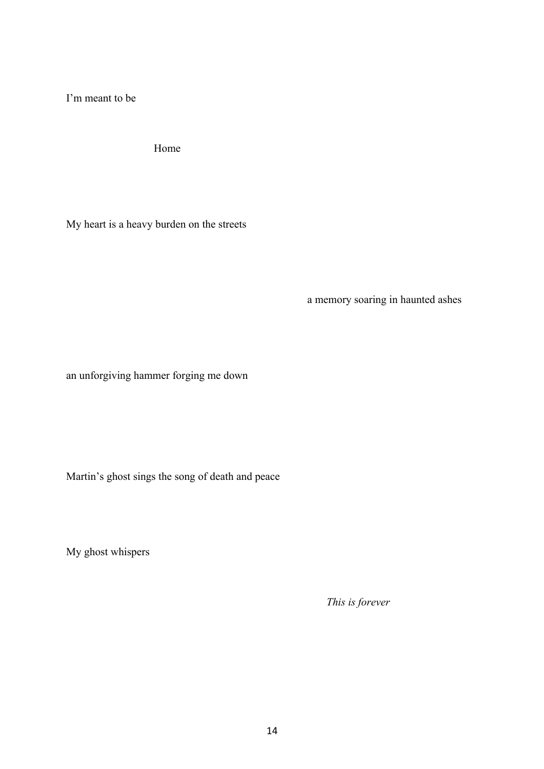I'm meant to be

Home

My heart is a heavy burden on the streets

a memory soaring in haunted ashes

an unforgiving hammer forging me down

Martin's ghost sings the song of death and peace

My ghost whispers

*This is forever*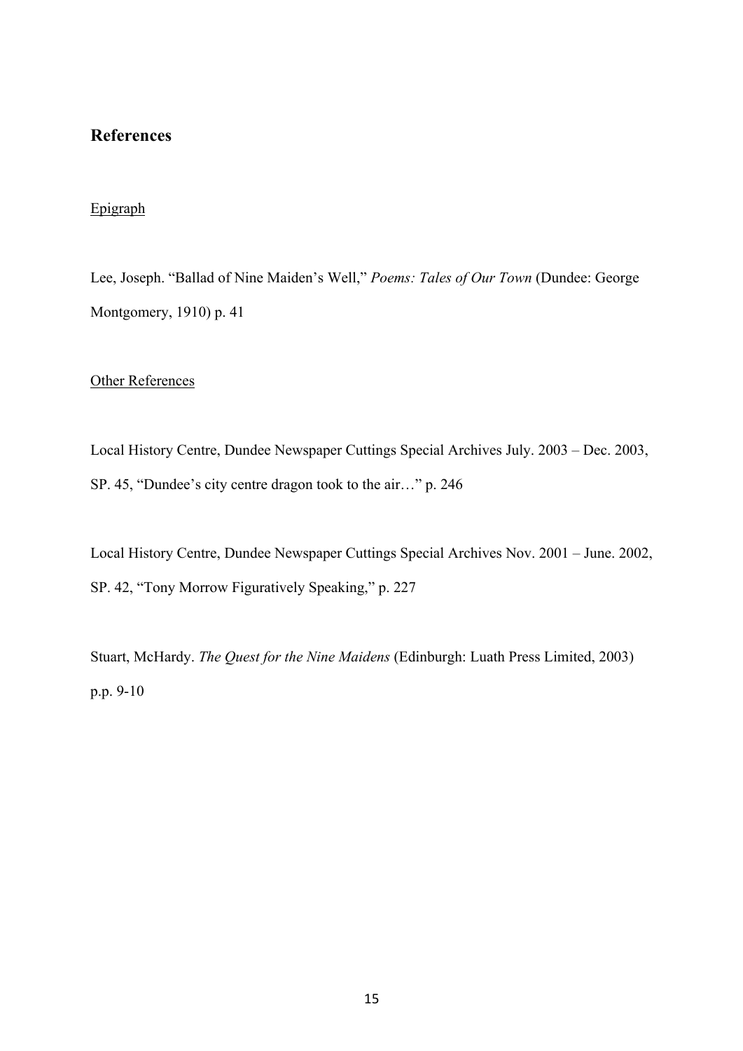## References

Epigraph

Lee, Joseph. "Ballad of Nine Maiden's Well," *Poems: Tales of Our Town* (Dundee: George Montgomery, 1910) p. 41

Other References

Local History Centre, Dundee Newspaper Cuttings Special Archives July. 2003 – Dec. 2003, SP. 45, "Dundee's city centre dragon took to the air…" p. 246

Local History Centre, Dundee Newspaper Cuttings Special Archives Nov. 2001 – June. 2002, SP. 42, "Tony Morrow Figuratively Speaking," p. 227

Stuart, McHardy. *The Quest for the Nine Maidens* (Edinburgh: Luath Press Limited, 2003) p.p. 9-10